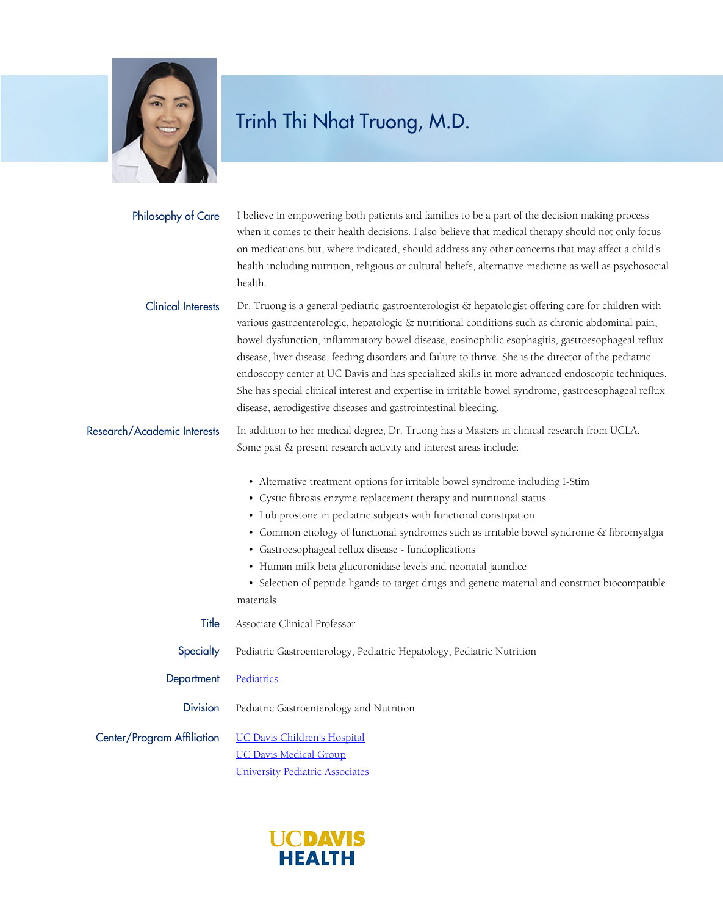# Trinh Thi Nhat Truong, M.D.

**Philosophy of Care**

I believe in empowering both patients and families to be a part of the decision making process when it comes to their health decisions. I also believe that medical therapy should not only focus on medications but, where indicated, should address any other concerns that may affect a child's health including nutrition, religious or cultural beliefs, alternative medicine as well as psychosocial health.

**Clinical Interests**

Dr. Truong is a general pediatric gastroenterologist & hepatologist offering care for children with various gastroenterologic, hepatologic & nutritional conditions such as chronic abdominal pain, bowel dysfunction, inflammatory bowel disease, eosinophilic esophagitis, gastroesophageal reflux disease, liver disease, feeding disorders and failure to thrive. She is the director of the pediatric endoscopy center at UC Davis and has specialized skills in more advanced endoscopic techniques. She has special clinical interest and expertise in irritable bowel syndrome, gastroesophageal reflux disease, aerodigestive diseases and gastrointestinal bleeding.

**Research/Academic Interests**

In addition to her medical degree, Dr. Truong has a Masters in clinical research from UCLA. Some past & present research activity and interest areas include:

- Alternative treatment options for irritable bowel syndrome including I-Stim
- Cystic fibrosis enzyme replacement therapy and nutritional status
- Lubiprostone in pediatric subjects with functional constipation
- Common etiology of functional syndromes such as irritable bowel syndrome & fibromyalgia
- Gastroesophageal reflux disease - fundoplications
- Human milk beta glucuronidase levels and neonatal jaundice
- Selection of peptide ligands to target drugs and genetic material and construct biocompatible materials

**Title**

Associate Clinical Professor

**Specialty**

Pediatric Gastroenterology, Pediatric Hepatology, Pediatric Nutrition

**Department**

Pediatrics

**Division**

Pediatric Gastroenterology and Nutrition

**Center/Program Affiliation**

UC Davis Children's Hospital
UC Davis Medical Group
University Pediatric Associates

UC DAVIS HEALTH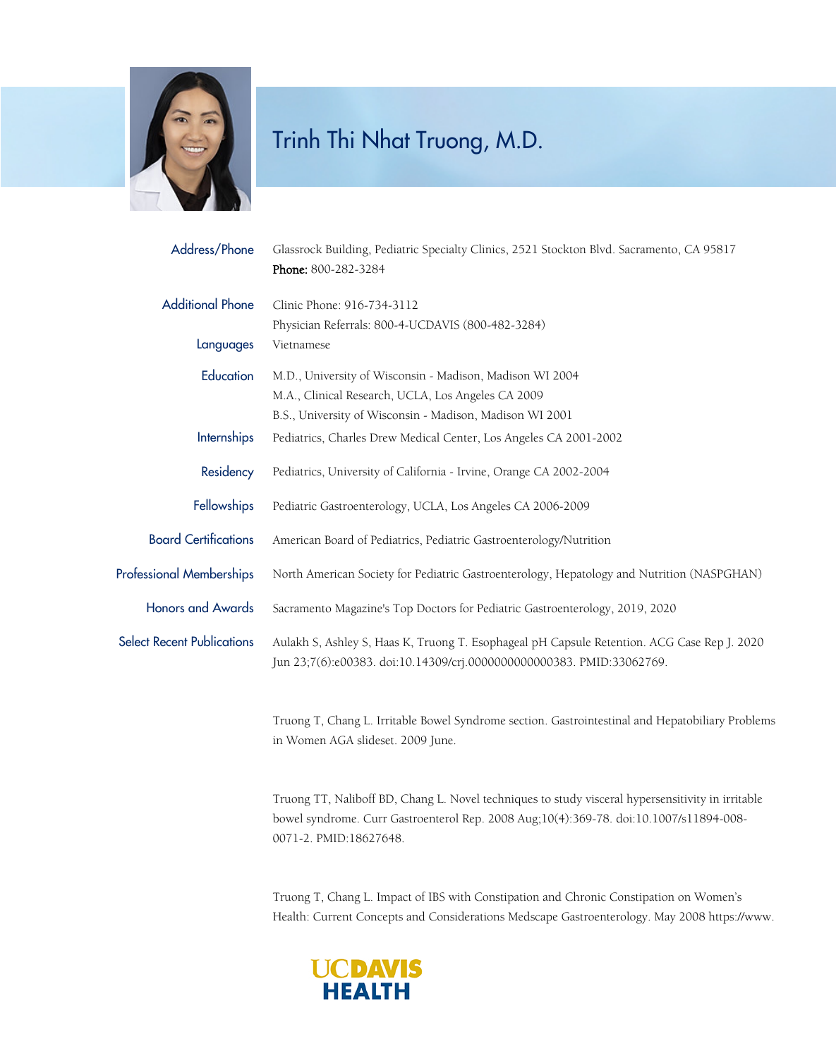# Trinh Thi Nhat Truong, M.D.

**Address/Phone**
Glassrock Building, Pediatric Specialty Clinics, 2521 Stockton Blvd. Sacramento, CA 95817
**Phone:** 800-282-3284

**Additional Phone**
Clinic Phone: 916-734-3112
Physician Referrals: 800-4-UCDAVIS (800-482-3284)

**Languages**
Vietnamese

**Education**
M.D., University of Wisconsin - Madison, Madison WI 2004
M.A., Clinical Research, UCLA, Los Angeles CA 2009
B.S., University of Wisconsin - Madison, Madison WI 2001

**Internships**
Pediatrics, Charles Drew Medical Center, Los Angeles CA 2001-2002

**Residency**
Pediatrics, University of California - Irvine, Orange CA 2002-2004

**Fellowships**
Pediatric Gastroenterology, UCLA, Los Angeles CA 2006-2009

**Board Certifications**
American Board of Pediatrics, Pediatric Gastroenterology/Nutrition

**Professional Memberships**
North American Society for Pediatric Gastroenterology, Hepatology and Nutrition (NASPGHAN)

**Honors and Awards**
Sacramento Magazine's Top Doctors for Pediatric Gastroenterology, 2019, 2020

**Select Recent Publications**

Aulakh S, Ashley S, Haas K, Truong T. Esophageal pH Capsule Retention. ACG Case Rep J. 2020 Jun 23;7(6):e00383. doi:10.14309/crj.0000000000000383. PMID:33062769.

Truong T, Chang L. Irritable Bowel Syndrome section. Gastrointestinal and Hepatobiliary Problems in Women AGA slideset. 2009 June.

Truong TT, Naliboff BD, Chang L. Novel techniques to study visceral hypersensitivity in irritable bowel syndrome. Curr Gastroenterol Rep. 2008 Aug;10(4):369-78. doi:10.1007/s11894-008-0071-2. PMID:18627648.

Truong T, Chang L. Impact of IBS with Constipation and Chronic Constipation on Women's Health: Current Concepts and Considerations Medscape Gastroenterology. May 2008 https://www.

UC DAVIS HEALTH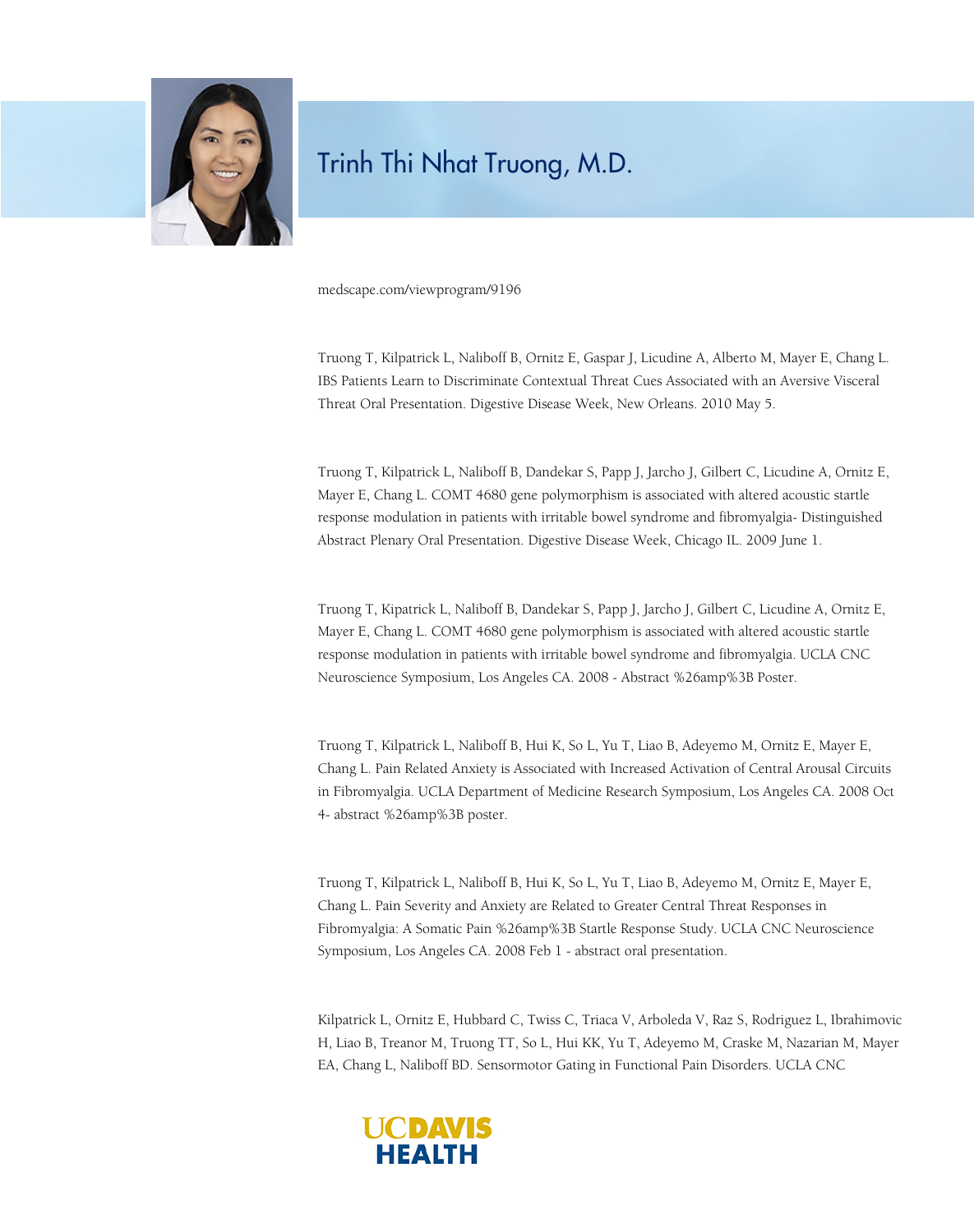# Trinh Thi Nhat Truong, M.D.

medscape.com/viewprogram/9196

Truong T, Kilpatrick L, Naliboff B, Ornitz E, Gaspar J, Licudine A, Alberto M, Mayer E, Chang L. IBS Patients Learn to Discriminate Contextual Threat Cues Associated with an Aversive Visceral Threat Oral Presentation. Digestive Disease Week, New Orleans. 2010 May 5.

Truong T, Kilpatrick L, Naliboff B, Dandekar S, Papp J, Jarcho J, Gilbert C, Licudine A, Ornitz E, Mayer E, Chang L. COMT 4680 gene polymorphism is associated with altered acoustic startle response modulation in patients with irritable bowel syndrome and fibromyalgia- Distinguished Abstract Plenary Oral Presentation. Digestive Disease Week, Chicago IL. 2009 June 1.

Truong T, Kipatrick L, Naliboff B, Dandekar S, Papp J, Jarcho J, Gilbert C, Licudine A, Ornitz E, Mayer E, Chang L. COMT 4680 gene polymorphism is associated with altered acoustic startle response modulation in patients with irritable bowel syndrome and fibromyalgia. UCLA CNC Neuroscience Symposium, Los Angeles CA. 2008 - Abstract %26amp%3B Poster.

Truong T, Kilpatrick L, Naliboff B, Hui K, So L, Yu T, Liao B, Adeyemo M, Ornitz E, Mayer E, Chang L. Pain Related Anxiety is Associated with Increased Activation of Central Arousal Circuits in Fibromyalgia. UCLA Department of Medicine Research Symposium, Los Angeles CA. 2008 Oct 4- abstract %26amp%3B poster.

Truong T, Kilpatrick L, Naliboff B, Hui K, So L, Yu T, Liao B, Adeyemo M, Ornitz E, Mayer E, Chang L. Pain Severity and Anxiety are Related to Greater Central Threat Responses in Fibromyalgia: A Somatic Pain %26amp%3B Startle Response Study. UCLA CNC Neuroscience Symposium, Los Angeles CA. 2008 Feb 1 - abstract oral presentation.

Kilpatrick L, Ornitz E, Hubbard C, Twiss C, Triaca V, Arboleda V, Raz S, Rodriguez L, Ibrahimovic H, Liao B, Treanor M, Truong TT, So L, Hui KK, Yu T, Adeyemo M, Craske M, Nazarian M, Mayer EA, Chang L, Naliboff BD. Sensormotor Gating in Functional Pain Disorders. UCLA CNC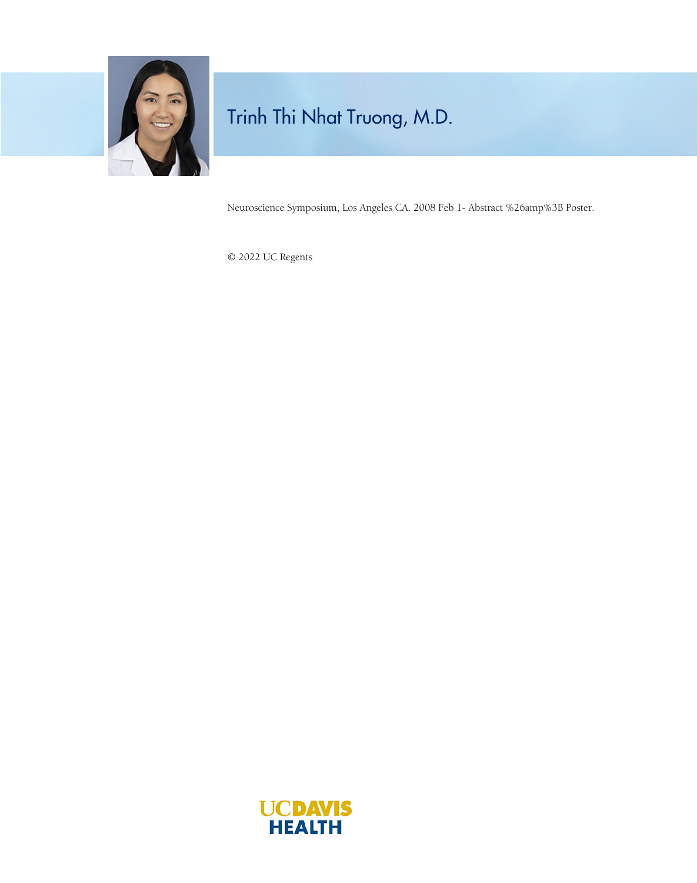# Trinh Thi Nhat Truong, M.D.

Neuroscience Symposium, Los Angeles CA. 2008 Feb 1- Abstract %26amp%3B Poster.

© 2022 UC Regents